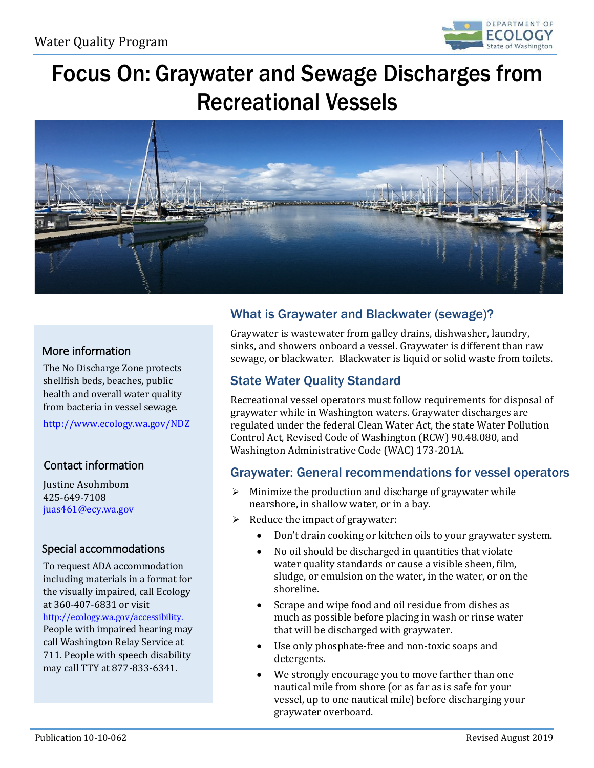Water Quality Program

# Focus On: Graywater and Sewage Discharges from Recreational Vessels

## What is Graywater and Blackwater (sewage)?

Graywater is wastewater from galley drains, dishwasher, laundry, sinks, and showers onboard a vessel. Graywater is different than raw sewage, or blackwater. Blackwater is liquid or solid waste from toilets.

## State Water Quality Standard

Recreational vessel operators must follow requirements for disposal of graywater while in Washington waters. Graywater discharges are regulated under the federal Clean Water Act, the state Water Pollution Control Act, Revised Code of Washington (RCW) 90.48.080, and Washington Administrative Code (WAC) 173-201A.

## Graywater: General recommendations for vessel operators

- Minimize the production and discharge of graywater while nearshore, in shallow water, or in a bay.
- Reduce the impact of graywater:
  - Don't drain cooking or kitchen oils to your graywater system.
  - No oil should be discharged in quantities that violate water quality standards or cause a visible sheen, film, sludge, or emulsion on the water, in the water, or on the shoreline.
  - Scrape and wipe food and oil residue from dishes as much as possible before placing in wash or rinse water that will be discharged with graywater.
  - Use only phosphate-free and non-toxic soaps and detergents.
  - We strongly encourage you to move farther than one nautical mile from shore (or as far as is safe for your vessel, up to one nautical mile) before discharging your graywater overboard.

### More information

The No Discharge Zone protects shellfish beds, beaches, public health and overall water quality from bacteria in vessel sewage.

http://www.ecology.wa.gov/NDZ

### Contact information

Justine Asohmbom
425-649-7108
juas461@ecy.wa.gov

### Special accommodations

To request ADA accommodation including materials in a format for the visually impaired, call Ecology at 360-407-6831 or visit http://ecology.wa.gov/accessibility. People with impaired hearing may call Washington Relay Service at 711. People with speech disability may call TTY at 877-833-6341.

Publication 10-10-062 Revised August 2019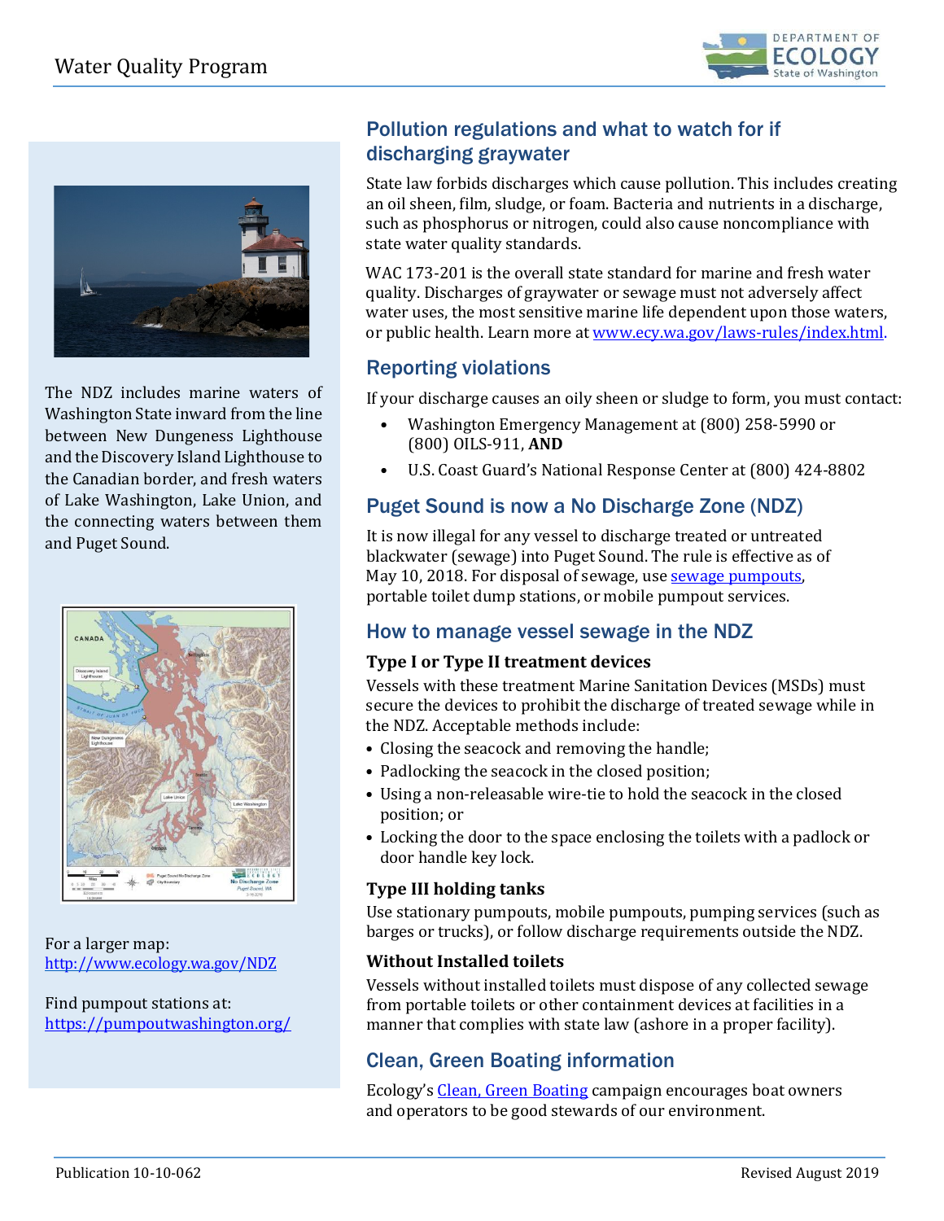## Pollution regulations and what to watch for if discharging graywater

State law forbids discharges which cause pollution. This includes creating an oil sheen, film, sludge, or foam. Bacteria and nutrients in a discharge, such as phosphorus or nitrogen, could also cause noncompliance with state water quality standards.

WAC 173-201 is the overall state standard for marine and fresh water quality. Discharges of graywater or sewage must not adversely affect water uses, the most sensitive marine life dependent upon those waters, or public health. Learn more at www.ecy.wa.gov/laws-rules/index.html.

## Reporting violations

If your discharge causes an oily sheen or sludge to form, you must contact:

- Washington Emergency Management at (800) 258-5990 or (800) OILS-911, **AND**
- U.S. Coast Guard's National Response Center at (800) 424-8802

## Puget Sound is now a No Discharge Zone (NDZ)

It is now illegal for any vessel to discharge treated or untreated blackwater (sewage) into Puget Sound. The rule is effective as of May 10, 2018. For disposal of sewage, use sewage pumpouts, portable toilet dump stations, or mobile pumpout services.

## How to manage vessel sewage in the NDZ

### Type I or Type II treatment devices

Vessels with these treatment Marine Sanitation Devices (MSDs) must secure the devices to prohibit the discharge of treated sewage while in the NDZ. Acceptable methods include:

- Closing the seacock and removing the handle;
- Padlocking the seacock in the closed position;
- Using a non-releasable wire-tie to hold the seacock in the closed position; or
- Locking the door to the space enclosing the toilets with a padlock or door handle key lock.

### Type III holding tanks

Use stationary pumpouts, mobile pumpouts, pumping services (such as barges or trucks), or follow discharge requirements outside the NDZ.

### Without Installed toilets

Vessels without installed toilets must dispose of any collected sewage from portable toilets or other containment devices at facilities in a manner that complies with state law (ashore in a proper facility).

## Clean, Green Boating information

Ecology's Clean, Green Boating campaign encourages boat owners and operators to be good stewards of our environment.

The NDZ includes marine waters of Washington State inward from the line between New Dungeness Lighthouse and the Discovery Island Lighthouse to the Canadian border, and fresh waters of Lake Washington, Lake Union, and the connecting waters between them and Puget Sound.

For a larger map:
http://www.ecology.wa.gov/NDZ

Find pumpout stations at:
https://pumpoutwashington.org/

Publication 10-10-062

Revised August 2019